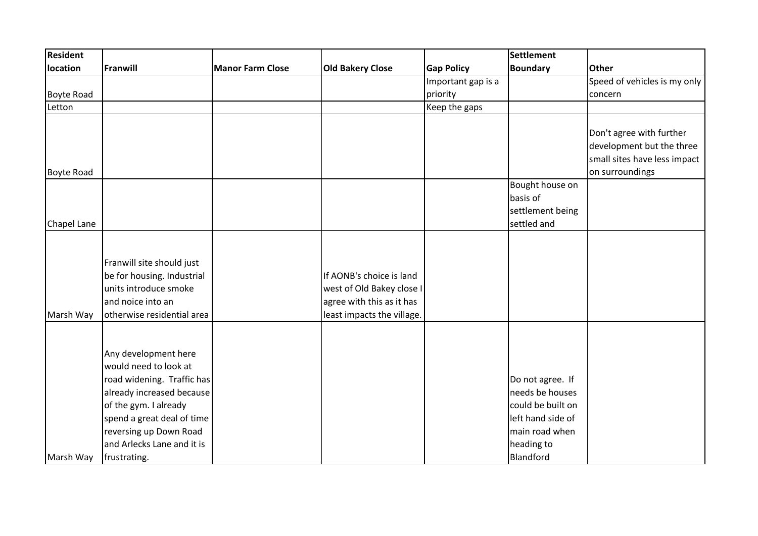| Resident location | Franwill | Manor Farm Close | Old Bakery Close | Gap Policy | Settlement Boundary | Other |
|---|---|---|---|---|---|---|
| Boyte Road | | | | Important gap is a priority | | Speed of vehicles is my only concern |
| Letton | | | | Keep the gaps | | |
| Boyte Road | | | | | | Don't agree with further development but the three small sites have less impact on surroundings |
| Chapel Lane | | | | | Bought house on basis of settlement being settled and | |
| Marsh Way | Franwill site should just be for housing. Industrial units introduce smoke and noice into an otherwise residential area | | If AONB's choice is land west of Old Bakey close I agree with this as it has least impacts the village. | | | |
| Marsh Way | Any development here would need to look at road widening. Traffic has already increased because of the gym. I already spend a great deal of time reversing up Down Road and Arlecks Lane and it is frustrating. | | | | Do not agree. If needs be houses could be built on left hand side of main road when heading to Blandford | |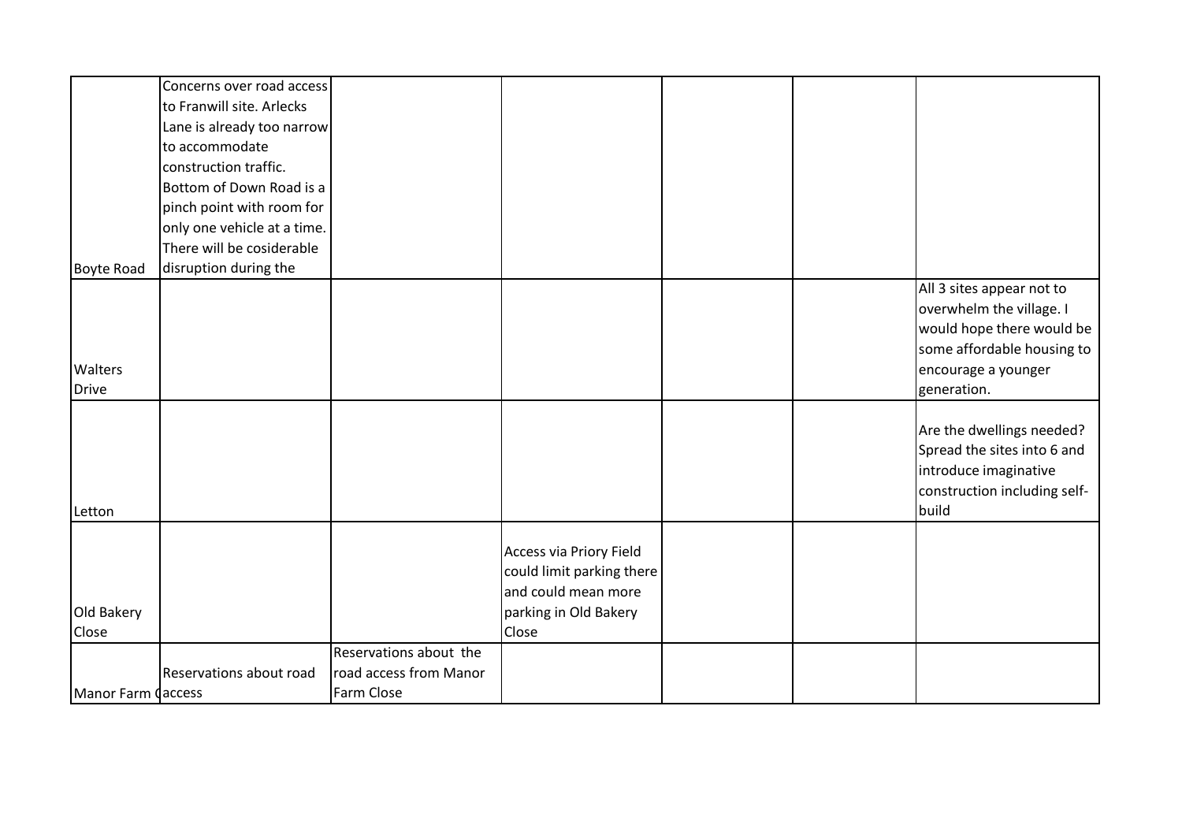| | | | | | | |
|---|---|---|---|---|---|---|
| Boyte Road | Concerns over road access to Franwill site. Arlecks Lane is already too narrow to accommodate construction traffic. Bottom of Down Road is a pinch point with room for only one vehicle at a time. There will be cosiderable disruption during the | | | | | |
| Walters Drive | | | | | | All 3 sites appear not to overwhelm the village. I would hope there would be some affordable housing to encourage a younger generation. |
| Letton | | | | | | Are the dwellings needed? Spread the sites into 6 and introduce imaginative construction including self-build |
| Old Bakery Close | | | Access via Priory Field could limit parking there and could mean more parking in Old Bakery Close | | | |
| Manor Farm C | Reservations about road access | Reservations about the road access from Manor Farm Close | | | | |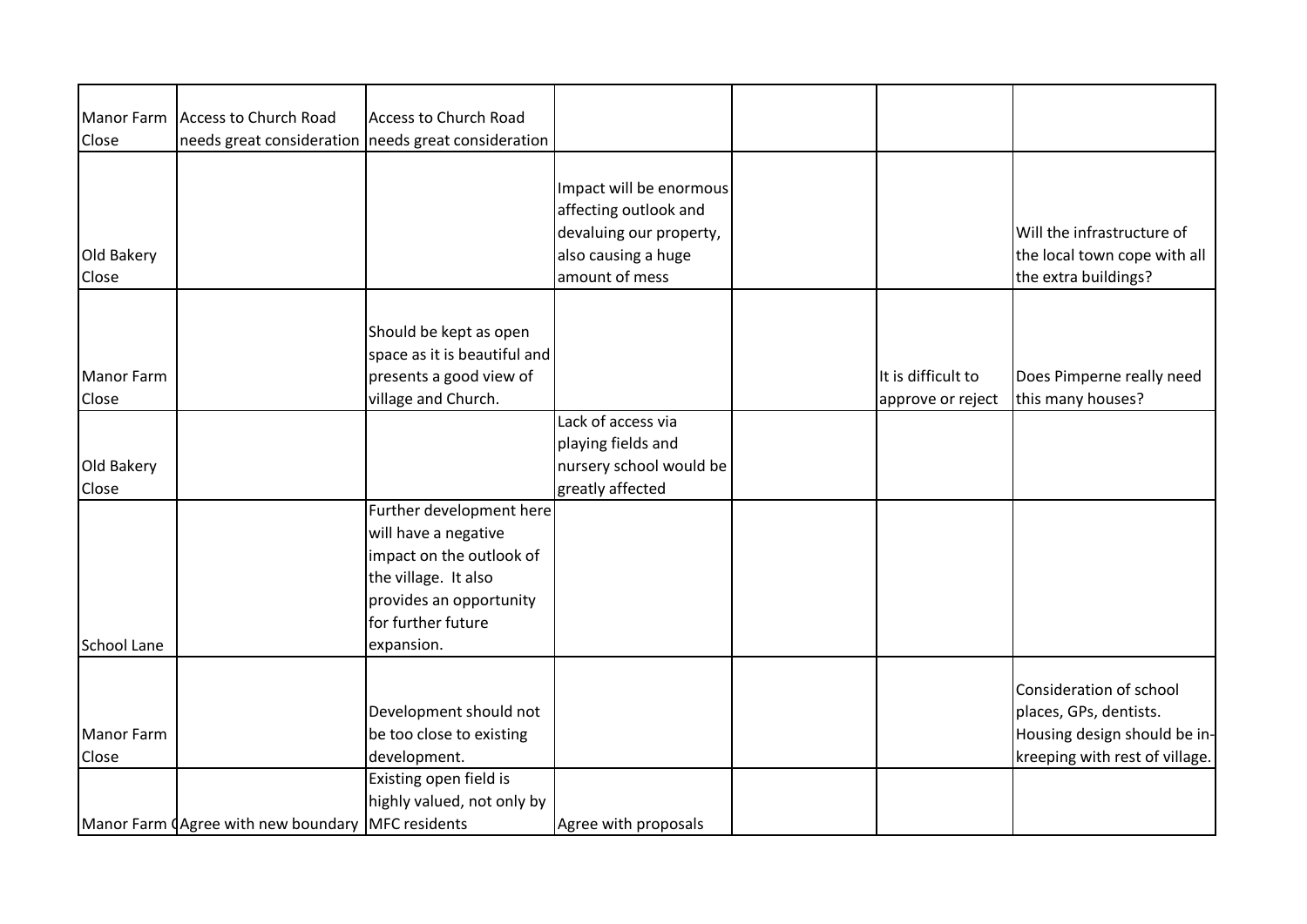| | | | | | | |
|---|---|---|---|---|---|---|
| Manor Farm Close | Access to Church Road needs great consideration | Access to Church Road needs great consideration | | | | |
| Old Bakery Close | | | Impact will be enormous affecting outlook and devaluing our property, also causing a huge amount of mess | | | Will the infrastructure of the local town cope with all the extra buildings? |
| Manor Farm Close | | Should be kept as open space as it is beautiful and presents a good view of village and Church. | | | It is difficult to approve or reject | Does Pimperne really need this many houses? |
| Old Bakery Close | | | Lack of access via playing fields and nursery school would be greatly affected | | | |
| School Lane | | Further development here will have a negative impact on the outlook of the village. It also provides an opportunity for further future expansion. | | | | |
| Manor Farm Close | | Development should not be too close to existing development. | | | | Consideration of school places, GPs, dentists. Housing design should be in-kreeping with rest of village. |
| Manor Farm C | Agree with new boundary | Existing open field is highly valued, not only by MFC residents | Agree with proposals | | | |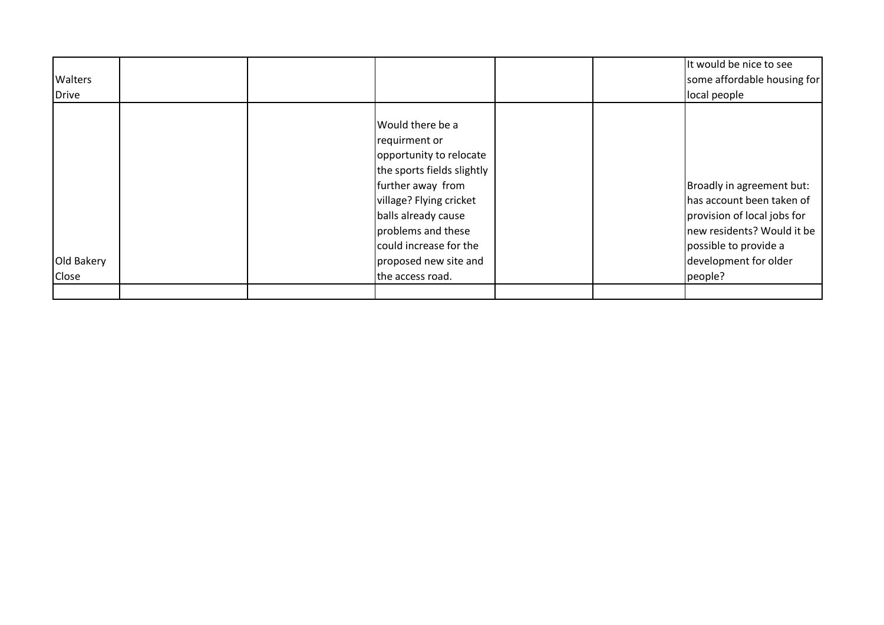| | | | | | | |
|---|---|---|---|---|---|---|
| Walters Drive | | | | | | It would be nice to see some affordable housing for local people |
| Old Bakery Close | | | Would there be a requirment or opportunity to relocate the sports fields slightly further away from village? Flying cricket balls already cause problems and these could increase for the proposed new site and the access road. | | | Broadly in agreement but: has account been taken of provision of local jobs for new residents? Would it be possible to provide a development for older people? |
| | | | | | | |